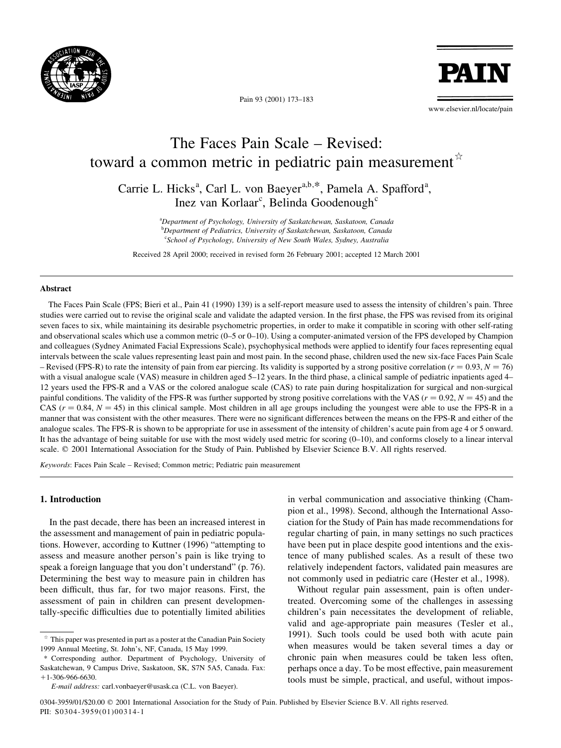# The Faces Pain Scale – Revised: toward a common metric in pediatric pain measurement ☆

Carrie L. Hicks[a], Carl L. von Baeyer[a,b,*], Pamela A. Spafford[a], Inez van Korlaar[c], Belinda Goodenough[c]

[a]Department of Psychology, University of Saskatchewan, Saskatoon, Canada
[b]Department of Pediatrics, University of Saskatchewan, Saskatoon, Canada
[c]School of Psychology, University of New South Wales, Sydney, Australia

Received 28 April 2000; received in revised form 26 February 2001; accepted 12 March 2001

## Abstract

The Faces Pain Scale (FPS; Bieri et al., Pain 41 (1990) 139) is a self-report measure used to assess the intensity of children's pain. Three studies were carried out to revise the original scale and validate the adapted version. In the first phase, the FPS was revised from its original seven faces to six, while maintaining its desirable psychometric properties, in order to make it compatible in scoring with other self-rating and observational scales which use a common metric (0–5 or 0–10). Using a computer-animated version of the FPS developed by Champion and colleagues (Sydney Animated Facial Expressions Scale), psychophysical methods were applied to identify four faces representing equal intervals between the scale values representing least pain and most pain. In the second phase, children used the new six-face Faces Pain Scale – Revised (FPS-R) to rate the intensity of pain from ear piercing. Its validity is supported by a strong positive correlation ($r = 0.93$, $N = 76$) with a visual analogue scale (VAS) measure in children aged 5–12 years. In the third phase, a clinical sample of pediatric inpatients aged 4–12 years used the FPS-R and a VAS or the colored analogue scale (CAS) to rate pain during hospitalization for surgical and non-surgical painful conditions. The validity of the FPS-R was further supported by strong positive correlations with the VAS ($r = 0.92$, $N = 45$) and the CAS ($r = 0.84$, $N = 45$) in this clinical sample. Most children in all age groups including the youngest were able to use the FPS-R in a manner that was consistent with the other measures. There were no significant differences between the means on the FPS-R and either of the analogue scales. The FPS-R is shown to be appropriate for use in assessment of the intensity of children's acute pain from age 4 or 5 onward. It has the advantage of being suitable for use with the most widely used metric for scoring (0–10), and conforms closely to a linear interval scale. © 2001 International Association for the Study of Pain. Published by Elsevier Science B.V. All rights reserved.

*Keywords*: Faces Pain Scale – Revised; Common metric; Pediatric pain measurement

## 1. Introduction

In the past decade, there has been an increased interest in the assessment and management of pain in pediatric populations. However, according to Kuttner (1996) "attempting to assess and measure another person's pain is like trying to speak a foreign language that you don't understand" (p. 76). Determining the best way to measure pain in children has been difficult, thus far, for two major reasons. First, the assessment of pain in children can present developmentally-specific difficulties due to potentially limited abilities in verbal communication and associative thinking (Champion et al., 1998). Second, although the International Association for the Study of Pain has made recommendations for regular charting of pain, in many settings no such practices have been put in place despite good intentions and the existence of many published scales. As a result of these two relatively independent factors, validated pain measures are not commonly used in pediatric care (Hester et al., 1998).

Without regular pain assessment, pain is often undertreated. Overcoming some of the challenges in assessing children's pain necessitates the development of reliable, valid and age-appropriate pain measures (Tesler et al., 1991). Such tools could be used both with acute pain when measures would be taken several times a day or chronic pain when measures could be taken less often, perhaps once a day. To be most effective, pain measurement tools must be simple, practical, and useful, without impos-

☆ This paper was presented in part as a poster at the Canadian Pain Society 1999 Annual Meeting, St. John's, NF, Canada, 15 May 1999.

* Corresponding author. Department of Psychology, University of Saskatchewan, 9 Campus Drive, Saskatoon, SK, S7N 5A5, Canada. Fax: +1-306-966-6630.

*E-mail address:* carl.vonbaeyer@usask.ca (C.L. von Baeyer).

0304-3959/01/$20.00 © 2001 International Association for the Study of Pain. Published by Elsevier Science B.V. All rights reserved.
PII: S0304-3959(01)00314-1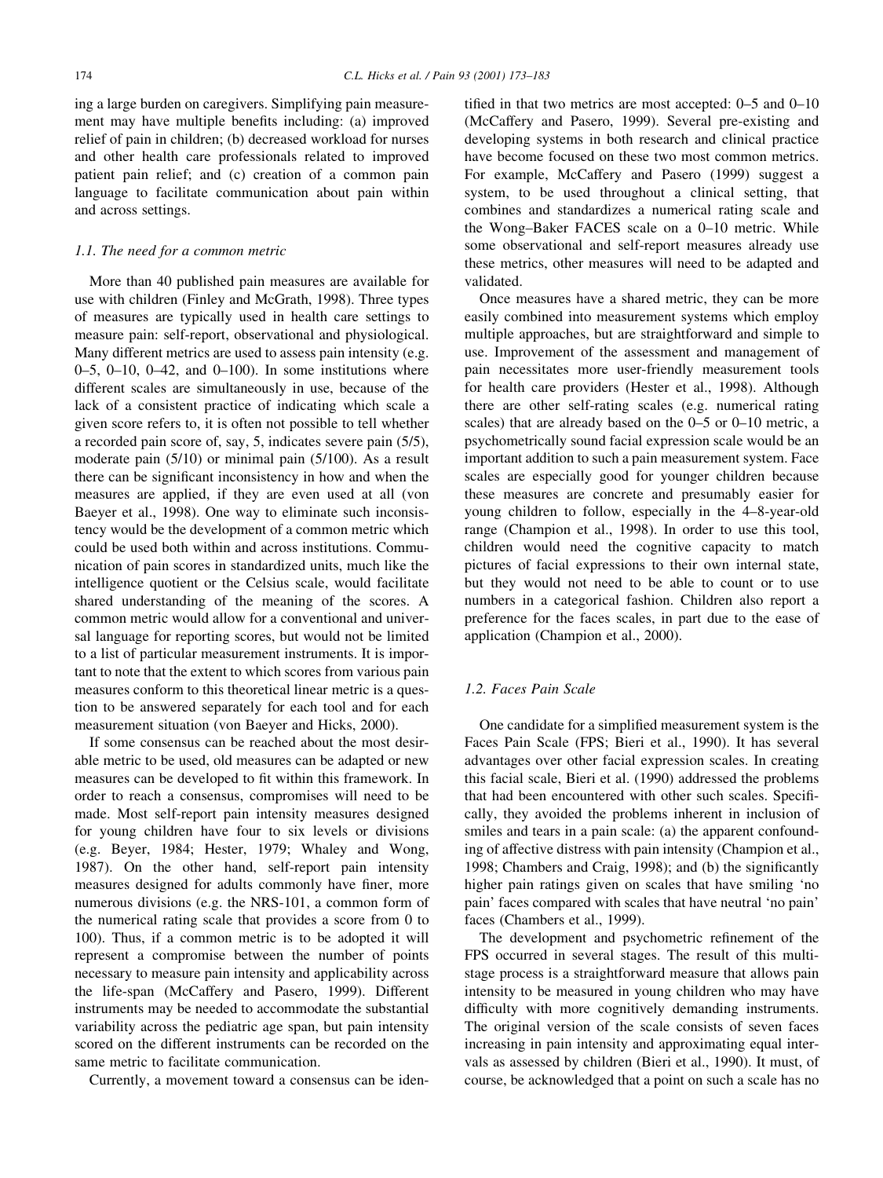ing a large burden on caregivers. Simplifying pain measurement may have multiple benefits including: (a) improved relief of pain in children; (b) decreased workload for nurses and other health care professionals related to improved patient pain relief; and (c) creation of a common pain language to facilitate communication about pain within and across settings.

### 1.1. The need for a common metric

More than 40 published pain measures are available for use with children (Finley and McGrath, 1998). Three types of measures are typically used in health care settings to measure pain: self-report, observational and physiological. Many different metrics are used to assess pain intensity (e.g. 0–5, 0–10, 0–42, and 0–100). In some institutions where different scales are simultaneously in use, because of the lack of a consistent practice of indicating which scale a given score refers to, it is often not possible to tell whether a recorded pain score of, say, 5, indicates severe pain (5/5), moderate pain (5/10) or minimal pain (5/100). As a result there can be significant inconsistency in how and when the measures are applied, if they are even used at all (von Baeyer et al., 1998). One way to eliminate such inconsistency would be the development of a common metric which could be used both within and across institutions. Communication of pain scores in standardized units, much like the intelligence quotient or the Celsius scale, would facilitate shared understanding of the meaning of the scores. A common metric would allow for a conventional and universal language for reporting scores, but would not be limited to a list of particular measurement instruments. It is important to note that the extent to which scores from various pain measures conform to this theoretical linear metric is a question to be answered separately for each tool and for each measurement situation (von Baeyer and Hicks, 2000).

If some consensus can be reached about the most desirable metric to be used, old measures can be adapted or new measures can be developed to fit within this framework. In order to reach a consensus, compromises will need to be made. Most self-report pain intensity measures designed for young children have four to six levels or divisions (e.g. Beyer, 1984; Hester, 1979; Whaley and Wong, 1987). On the other hand, self-report pain intensity measures designed for adults commonly have finer, more numerous divisions (e.g. the NRS-101, a common form of the numerical rating scale that provides a score from 0 to 100). Thus, if a common metric is to be adopted it will represent a compromise between the number of points necessary to measure pain intensity and applicability across the life-span (McCaffery and Pasero, 1999). Different instruments may be needed to accommodate the substantial variability across the pediatric age span, but pain intensity scored on the different instruments can be recorded on the same metric to facilitate communication.

Currently, a movement toward a consensus can be identified in that two metrics are most accepted: 0–5 and 0–10 (McCaffery and Pasero, 1999). Several pre-existing and developing systems in both research and clinical practice have become focused on these two most common metrics. For example, McCaffery and Pasero (1999) suggest a system, to be used throughout a clinical setting, that combines and standardizes a numerical rating scale and the Wong–Baker FACES scale on a 0–10 metric. While some observational and self-report measures already use these metrics, other measures will need to be adapted and validated.

Once measures have a shared metric, they can be more easily combined into measurement systems which employ multiple approaches, but are straightforward and simple to use. Improvement of the assessment and management of pain necessitates more user-friendly measurement tools for health care providers (Hester et al., 1998). Although there are other self-rating scales (e.g. numerical rating scales) that are already based on the 0–5 or 0–10 metric, a psychometrically sound facial expression scale would be an important addition to such a pain measurement system. Face scales are especially good for younger children because these measures are concrete and presumably easier for young children to follow, especially in the 4–8-year-old range (Champion et al., 1998). In order to use this tool, children would need the cognitive capacity to match pictures of facial expressions to their own internal state, but they would not need to be able to count or to use numbers in a categorical fashion. Children also report a preference for the faces scales, in part due to the ease of application (Champion et al., 2000).

### 1.2. Faces Pain Scale

One candidate for a simplified measurement system is the Faces Pain Scale (FPS; Bieri et al., 1990). It has several advantages over other facial expression scales. In creating this facial scale, Bieri et al. (1990) addressed the problems that had been encountered with other such scales. Specifically, they avoided the problems inherent in inclusion of smiles and tears in a pain scale: (a) the apparent confounding of affective distress with pain intensity (Champion et al., 1998; Chambers and Craig, 1998); and (b) the significantly higher pain ratings given on scales that have smiling 'no pain' faces compared with scales that have neutral 'no pain' faces (Chambers et al., 1999).

The development and psychometric refinement of the FPS occurred in several stages. The result of this multistage process is a straightforward measure that allows pain intensity to be measured in young children who may have difficulty with more cognitively demanding instruments. The original version of the scale consists of seven faces increasing in pain intensity and approximating equal intervals as assessed by children (Bieri et al., 1990). It must, of course, be acknowledged that a point on such a scale has no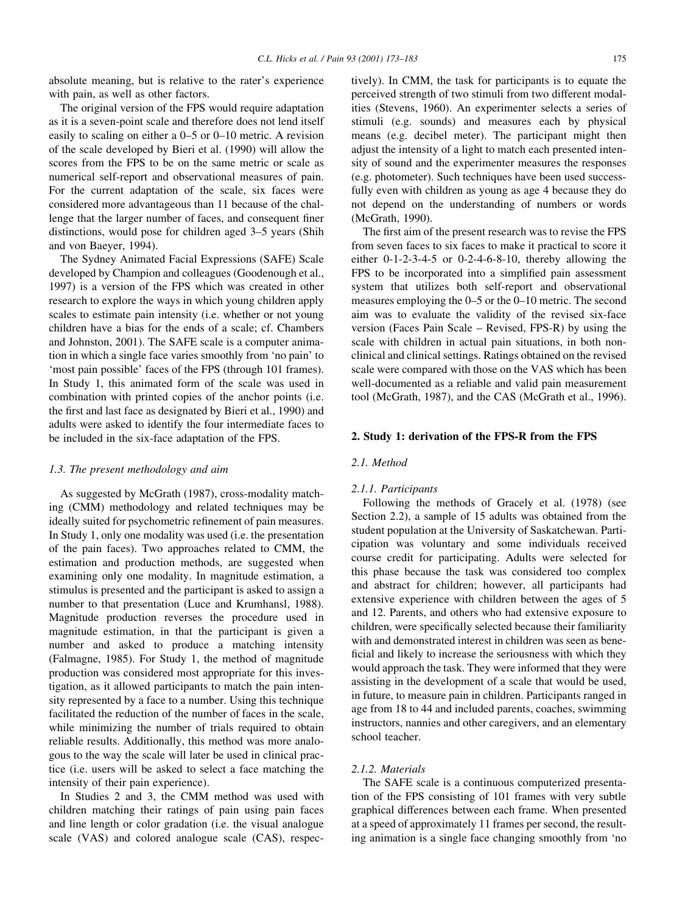absolute meaning, but is relative to the rater's experience with pain, as well as other factors.

The original version of the FPS would require adaptation as it is a seven-point scale and therefore does not lend itself easily to scaling on either a 0–5 or 0–10 metric. A revision of the scale developed by Bieri et al. (1990) will allow the scores from the FPS to be on the same metric or scale as numerical self-report and observational measures of pain. For the current adaptation of the scale, six faces were considered more advantageous than 11 because of the challenge that the larger number of faces, and consequent finer distinctions, would pose for children aged 3–5 years (Shih and von Baeyer, 1994).

The Sydney Animated Facial Expressions (SAFE) Scale developed by Champion and colleagues (Goodenough et al., 1997) is a version of the FPS which was created in other research to explore the ways in which young children apply scales to estimate pain intensity (i.e. whether or not young children have a bias for the ends of a scale; cf. Chambers and Johnston, 2001). The SAFE scale is a computer animation in which a single face varies smoothly from 'no pain' to 'most pain possible' faces of the FPS (through 101 frames). In Study 1, this animated form of the scale was used in combination with printed copies of the anchor points (i.e. the first and last face as designated by Bieri et al., 1990) and adults were asked to identify the four intermediate faces to be included in the six-face adaptation of the FPS.

### *1.3. The present methodology and aim*

As suggested by McGrath (1987), cross-modality matching (CMM) methodology and related techniques may be ideally suited for psychometric refinement of pain measures. In Study 1, only one modality was used (i.e. the presentation of the pain faces). Two approaches related to CMM, the estimation and production methods, are suggested when examining only one modality. In magnitude estimation, a stimulus is presented and the participant is asked to assign a number to that presentation (Luce and Krumhansl, 1988). Magnitude production reverses the procedure used in magnitude estimation, in that the participant is given a number and asked to produce a matching intensity (Falmagne, 1985). For Study 1, the method of magnitude production was considered most appropriate for this investigation, as it allowed participants to match the pain intensity represented by a face to a number. Using this technique facilitated the reduction of the number of faces in the scale, while minimizing the number of trials required to obtain reliable results. Additionally, this method was more analogous to the way the scale will later be used in clinical practice (i.e. users will be asked to select a face matching the intensity of their pain experience).

In Studies 2 and 3, the CMM method was used with children matching their ratings of pain using pain faces and line length or color gradation (i.e. the visual analogue scale (VAS) and colored analogue scale (CAS), respectively). In CMM, the task for participants is to equate the perceived strength of two stimuli from two different modalities (Stevens, 1960). An experimenter selects a series of stimuli (e.g. sounds) and measures each by physical means (e.g. decibel meter). The participant might then adjust the intensity of a light to match each presented intensity of sound and the experimenter measures the responses (e.g. photometer). Such techniques have been used successfully even with children as young as age 4 because they do not depend on the understanding of numbers or words (McGrath, 1990).

The first aim of the present research was to revise the FPS from seven faces to six faces to make it practical to score it either 0-1-2-3-4-5 or 0-2-4-6-8-10, thereby allowing the FPS to be incorporated into a simplified pain assessment system that utilizes both self-report and observational measures employing the 0–5 or the 0–10 metric. The second aim was to evaluate the validity of the revised six-face version (Faces Pain Scale – Revised, FPS-R) by using the scale with children in actual pain situations, in both nonclinical and clinical settings. Ratings obtained on the revised scale were compared with those on the VAS which has been well-documented as a reliable and valid pain measurement tool (McGrath, 1987), and the CAS (McGrath et al., 1996).

## 2. Study 1: derivation of the FPS-R from the FPS

### *2.1. Method*

#### *2.1.1. Participants*

Following the methods of Gracely et al. (1978) (see Section 2.2), a sample of 15 adults was obtained from the student population at the University of Saskatchewan. Participation was voluntary and some individuals received course credit for participating. Adults were selected for this phase because the task was considered too complex and abstract for children; however, all participants had extensive experience with children between the ages of 5 and 12. Parents, and others who had extensive exposure to children, were specifically selected because their familiarity with and demonstrated interest in children was seen as beneficial and likely to increase the seriousness with which they would approach the task. They were informed that they were assisting in the development of a scale that would be used, in future, to measure pain in children. Participants ranged in age from 18 to 44 and included parents, coaches, swimming instructors, nannies and other caregivers, and an elementary school teacher.

#### *2.1.2. Materials*

The SAFE scale is a continuous computerized presentation of the FPS consisting of 101 frames with very subtle graphical differences between each frame. When presented at a speed of approximately 11 frames per second, the resulting animation is a single face changing smoothly from 'no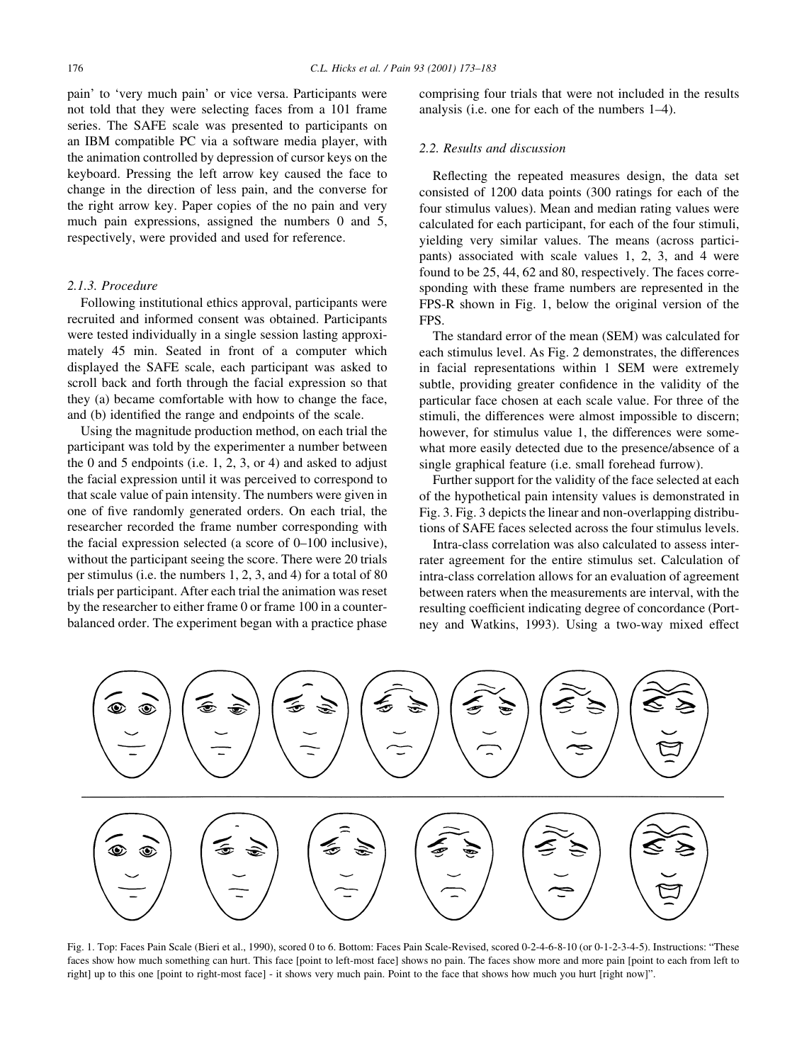pain' to 'very much pain' or vice versa. Participants were not told that they were selecting faces from a 101 frame series. The SAFE scale was presented to participants on an IBM compatible PC via a software media player, with the animation controlled by depression of cursor keys on the keyboard. Pressing the left arrow key caused the face to change in the direction of less pain, and the converse for the right arrow key. Paper copies of the no pain and very much pain expressions, assigned the numbers 0 and 5, respectively, were provided and used for reference.

#### 2.1.3. Procedure

Following institutional ethics approval, participants were recruited and informed consent was obtained. Participants were tested individually in a single session lasting approximately 45 min. Seated in front of a computer which displayed the SAFE scale, each participant was asked to scroll back and forth through the facial expression so that they (a) became comfortable with how to change the face, and (b) identified the range and endpoints of the scale.

Using the magnitude production method, on each trial the participant was told by the experimenter a number between the 0 and 5 endpoints (i.e. 1, 2, 3, or 4) and asked to adjust the facial expression until it was perceived to correspond to that scale value of pain intensity. The numbers were given in one of five randomly generated orders. On each trial, the researcher recorded the frame number corresponding with the facial expression selected (a score of 0–100 inclusive), without the participant seeing the score. There were 20 trials per stimulus (i.e. the numbers 1, 2, 3, and 4) for a total of 80 trials per participant. After each trial the animation was reset by the researcher to either frame 0 or frame 100 in a counterbalanced order. The experiment began with a practice phase comprising four trials that were not included in the results analysis (i.e. one for each of the numbers 1–4).

### 2.2. Results and discussion

Reflecting the repeated measures design, the data set consisted of 1200 data points (300 ratings for each of the four stimulus values). Mean and median rating values were calculated for each participant, for each of the four stimuli, yielding very similar values. The means (across participants) associated with scale values 1, 2, 3, and 4 were found to be 25, 44, 62 and 80, respectively. The faces corresponding with these frame numbers are represented in the FPS-R shown in Fig. 1, below the original version of the FPS.

The standard error of the mean (SEM) was calculated for each stimulus level. As Fig. 2 demonstrates, the differences in facial representations within 1 SEM were extremely subtle, providing greater confidence in the validity of the particular face chosen at each scale value. For three of the stimuli, the differences were almost impossible to discern; however, for stimulus value 1, the differences were somewhat more easily detected due to the presence/absence of a single graphical feature (i.e. small forehead furrow).

Further support for the validity of the face selected at each of the hypothetical pain intensity values is demonstrated in Fig. 3. Fig. 3 depicts the linear and non-overlapping distributions of SAFE faces selected across the four stimulus levels.

Intra-class correlation was also calculated to assess inter-rater agreement for the entire stimulus set. Calculation of intra-class correlation allows for an evaluation of agreement between raters when the measurements are interval, with the resulting coefficient indicating degree of concordance (Portney and Watkins, 1993). Using a two-way mixed effect

Fig. 1. Top: Faces Pain Scale (Bieri et al., 1990), scored 0 to 6. Bottom: Faces Pain Scale-Revised, scored 0-2-4-6-8-10 (or 0-1-2-3-4-5). Instructions: "These faces show how much something can hurt. This face [point to left-most face] shows no pain. The faces show more and more pain [point to each from left to right] up to this one [point to right-most face] - it shows very much pain. Point to the face that shows how much you hurt [right now]".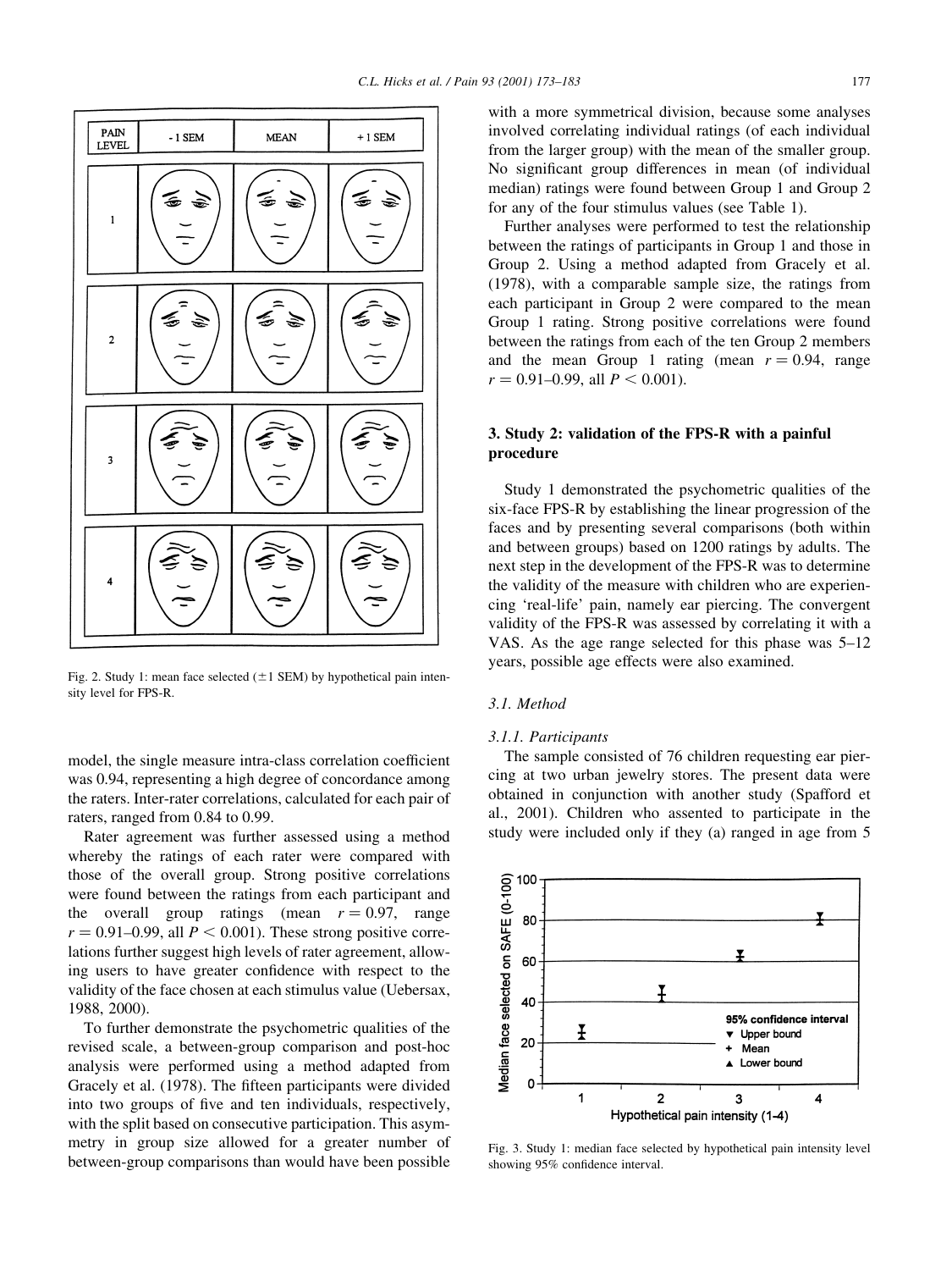Fig. 2. Study 1: mean face selected (±1 SEM) by hypothetical pain intensity level for FPS-R.

model, the single measure intra-class correlation coefficient was 0.94, representing a high degree of concordance among the raters. Inter-rater correlations, calculated for each pair of raters, ranged from 0.84 to 0.99.

Rater agreement was further assessed using a method whereby the ratings of each rater were compared with those of the overall group. Strong positive correlations were found between the ratings from each participant and the overall group ratings (mean $r = 0.97$, range $r = 0.91$–$0.99$, all $P < 0.001$). These strong positive correlations further suggest high levels of rater agreement, allowing users to have greater confidence with respect to the validity of the face chosen at each stimulus value (Uebersax, 1988, 2000).

To further demonstrate the psychometric qualities of the revised scale, a between-group comparison and post-hoc analysis were performed using a method adapted from Gracely et al. (1978). The fifteen participants were divided into two groups of five and ten individuals, respectively, with the split based on consecutive participation. This asymmetry in group size allowed for a greater number of between-group comparisons than would have been possible with a more symmetrical division, because some analyses involved correlating individual ratings (of each individual from the larger group) with the mean of the smaller group. No significant group differences in mean (of individual median) ratings were found between Group 1 and Group 2 for any of the four stimulus values (see Table 1).

Further analyses were performed to test the relationship between the ratings of participants in Group 1 and those in Group 2. Using a method adapted from Gracely et al. (1978), with a comparable sample size, the ratings from each participant in Group 2 were compared to the mean Group 1 rating. Strong positive correlations were found between the ratings from each of the ten Group 2 members and the mean Group 1 rating (mean $r = 0.94$, range $r = 0.91$–$0.99$, all $P < 0.001$).

## 3. Study 2: validation of the FPS-R with a painful procedure

Study 1 demonstrated the psychometric qualities of the six-face FPS-R by establishing the linear progression of the faces and by presenting several comparisons (both within and between groups) based on 1200 ratings by adults. The next step in the development of the FPS-R was to determine the validity of the measure with children who are experiencing 'real-life' pain, namely ear piercing. The convergent validity of the FPS-R was assessed by correlating it with a VAS. As the age range selected for this phase was 5–12 years, possible age effects were also examined.

### 3.1. Method

#### 3.1.1. Participants

The sample consisted of 76 children requesting ear piercing at two urban jewelry stores. The present data were obtained in conjunction with another study (Spafford et al., 2001). Children who assented to participate in the study were included only if they (a) ranged in age from 5

Fig. 3. Study 1: median face selected by hypothetical pain intensity level showing 95% confidence interval.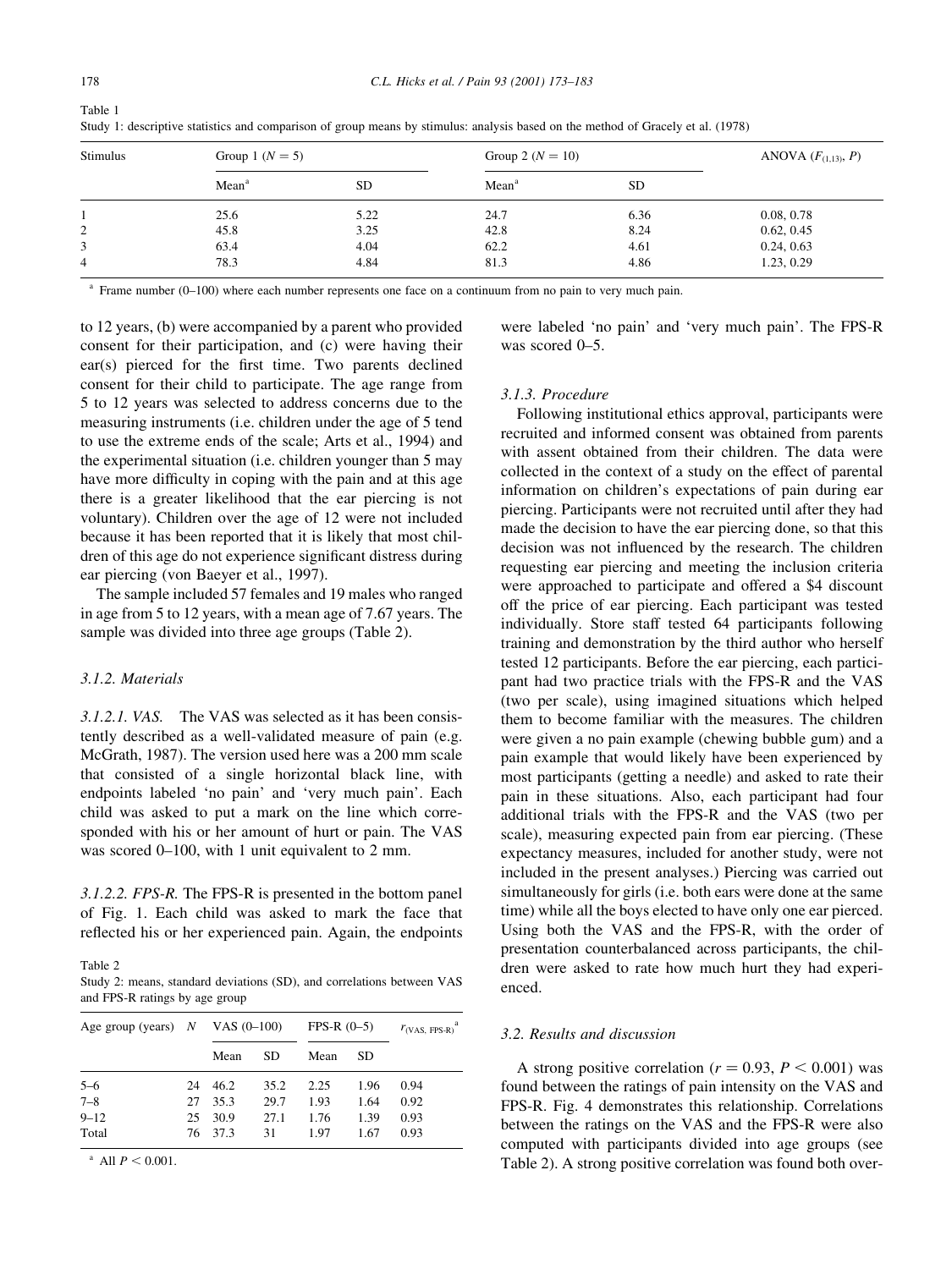Table 1
Study 1: descriptive statistics and comparison of group means by stimulus: analysis based on the method of Gracely et al. (1978)

| Stimulus | Group 1 ($N = 5$) | | Group 2 ($N = 10$) | | ANOVA ($F_{(1,13)}$, $P$) |
|---|---|---|---|---|---|
| | Mean[a] | SD | Mean[a] | SD | |
| 1 | 25.6 | 5.22 | 24.7 | 6.36 | 0.08, 0.78 |
| 2 | 45.8 | 3.25 | 42.8 | 8.24 | 0.62, 0.45 |
| 3 | 63.4 | 4.04 | 62.2 | 4.61 | 0.24, 0.63 |
| 4 | 78.3 | 4.84 | 81.3 | 4.86 | 1.23, 0.29 |

[a] Frame number (0–100) where each number represents one face on a continuum from no pain to very much pain.

to 12 years, (b) were accompanied by a parent who provided consent for their participation, and (c) were having their ear(s) pierced for the first time. Two parents declined consent for their child to participate. The age range from 5 to 12 years was selected to address concerns due to the measuring instruments (i.e. children under the age of 5 tend to use the extreme ends of the scale; Arts et al., 1994) and the experimental situation (i.e. children younger than 5 may have more difficulty in coping with the pain and at this age there is a greater likelihood that the ear piercing is not voluntary). Children over the age of 12 were not included because it has been reported that it is likely that most children of this age do not experience significant distress during ear piercing (von Baeyer et al., 1997).

The sample included 57 females and 19 males who ranged in age from 5 to 12 years, with a mean age of 7.67 years. The sample was divided into three age groups (Table 2).

#### 3.1.2. Materials

*3.1.2.1. VAS.* The VAS was selected as it has been consistently described as a well-validated measure of pain (e.g. McGrath, 1987). The version used here was a 200 mm scale that consisted of a single horizontal black line, with endpoints labeled 'no pain' and 'very much pain'. Each child was asked to put a mark on the line which corresponded with his or her amount of hurt or pain. The VAS was scored 0–100, with 1 unit equivalent to 2 mm.

*3.1.2.2. FPS-R.* The FPS-R is presented in the bottom panel of Fig. 1. Each child was asked to mark the face that reflected his or her experienced pain. Again, the endpoints were labeled 'no pain' and 'very much pain'. The FPS-R was scored 0–5.

Table 2
Study 2: means, standard deviations (SD), and correlations between VAS and FPS-R ratings by age group

| Age group (years) | $N$ | VAS (0–100) | | FPS-R (0–5) | | $r_{(\text{VAS, FPS-R})}$[a] |
|---|---|---|---|---|---|---|
| | | Mean | SD | Mean | SD | |
| 5–6 | 24 | 46.2 | 35.2 | 2.25 | 1.96 | 0.94 |
| 7–8 | 27 | 35.3 | 29.7 | 1.93 | 1.64 | 0.92 |
| 9–12 | 25 | 30.9 | 27.1 | 1.76 | 1.39 | 0.93 |
| Total | 76 | 37.3 | 31 | 1.97 | 1.67 | 0.93 |

[a] All $P < 0.001$.

#### 3.1.3. Procedure

Following institutional ethics approval, participants were recruited and informed consent was obtained from parents with assent obtained from their children. The data were collected in the context of a study on the effect of parental information on children's expectations of pain during ear piercing. Participants were not recruited until after they had made the decision to have the ear piercing done, so that this decision was not influenced by the research. The children requesting ear piercing and meeting the inclusion criteria were approached to participate and offered a \$4 discount off the price of ear piercing. Each participant was tested individually. Store staff tested 64 participants following training and demonstration by the third author who herself tested 12 participants. Before the ear piercing, each participant had two practice trials with the FPS-R and the VAS (two per scale), using imagined situations which helped them to become familiar with the measures. The children were given a no pain example (chewing bubble gum) and a pain example that would likely have been experienced by most participants (getting a needle) and asked to rate their pain in these situations. Also, each participant had four additional trials with the FPS-R and the VAS (two per scale), measuring expected pain from ear piercing. (These expectancy measures, included for another study, were not included in the present analyses.) Piercing was carried out simultaneously for girls (i.e. both ears were done at the same time) while all the boys elected to have only one ear pierced. Using both the VAS and the FPS-R, with the order of presentation counterbalanced across participants, the children were asked to rate how much hurt they had experienced.

### 3.2. Results and discussion

A strong positive correlation ($r = 0.93$, $P < 0.001$) was found between the ratings of pain intensity on the VAS and FPS-R. Fig. 4 demonstrates this relationship. Correlations between the ratings on the VAS and the FPS-R were also computed with participants divided into age groups (see Table 2). A strong positive correlation was found both over-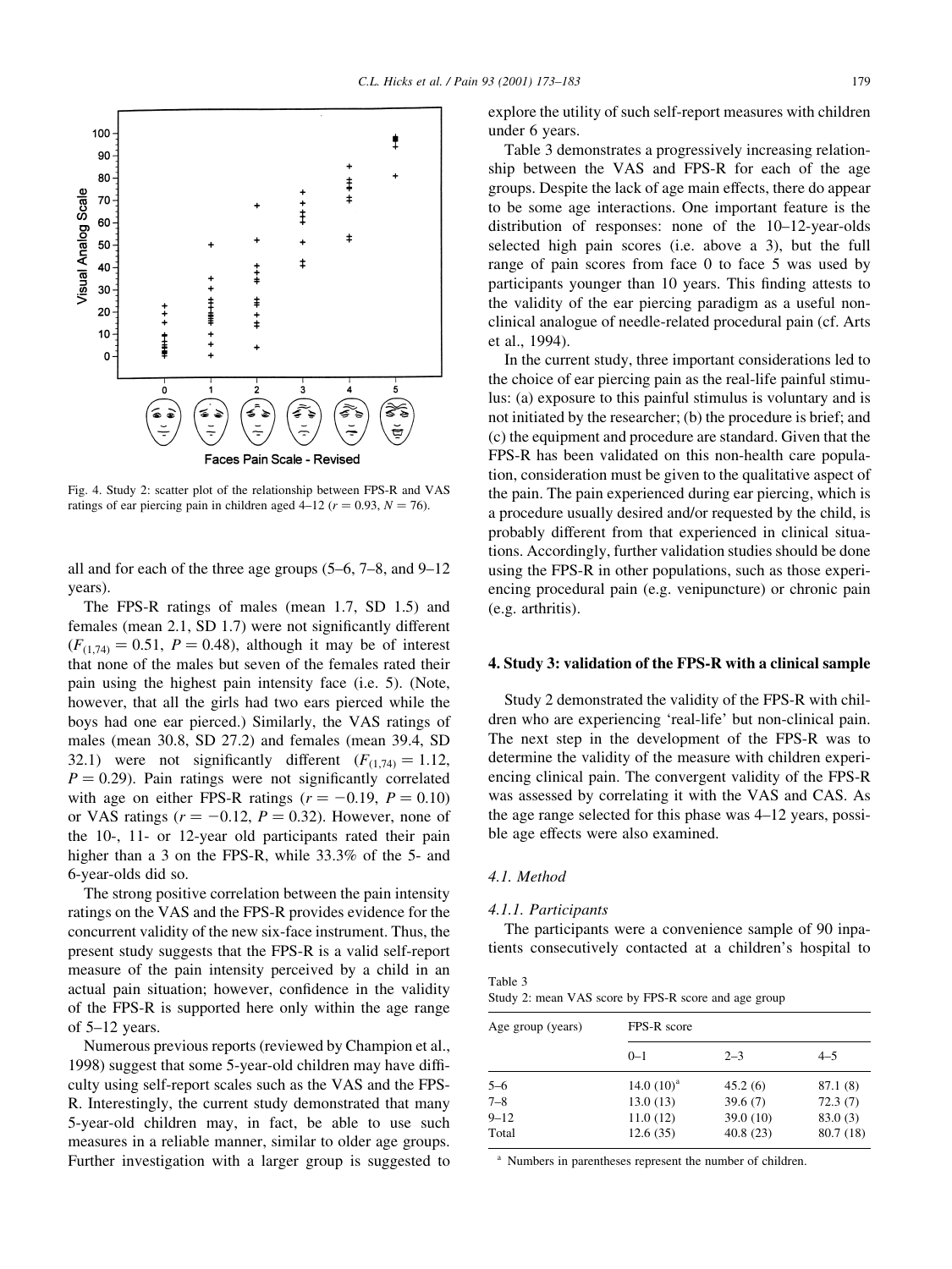Fig. 4. Study 2: scatter plot of the relationship between FPS-R and VAS ratings of ear piercing pain in children aged 4–12 ($r = 0.93$, $N = 76$).

all and for each of the three age groups (5–6, 7–8, and 9–12 years).

The FPS-R ratings of males (mean 1.7, SD 1.5) and females (mean 2.1, SD 1.7) were not significantly different ($F_{(1,74)} = 0.51$, $P = 0.48$), although it may be of interest that none of the males but seven of the females rated their pain using the highest pain intensity face (i.e. 5). (Note, however, that all the girls had two ears pierced while the boys had one ear pierced.) Similarly, the VAS ratings of males (mean 30.8, SD 27.2) and females (mean 39.4, SD 32.1) were not significantly different ($F_{(1,74)} = 1.12$, $P = 0.29$). Pain ratings were not significantly correlated with age on either FPS-R ratings ($r = -0.19$, $P = 0.10$) or VAS ratings ($r = -0.12$, $P = 0.32$). However, none of the 10-, 11- or 12-year old participants rated their pain higher than a 3 on the FPS-R, while 33.3% of the 5- and 6-year-olds did so.

The strong positive correlation between the pain intensity ratings on the VAS and the FPS-R provides evidence for the concurrent validity of the new six-face instrument. Thus, the present study suggests that the FPS-R is a valid self-report measure of the pain intensity perceived by a child in an actual pain situation; however, confidence in the validity of the FPS-R is supported here only within the age range of 5–12 years.

Numerous previous reports (reviewed by Champion et al., 1998) suggest that some 5-year-old children may have difficulty using self-report scales such as the VAS and the FPS-R. Interestingly, the current study demonstrated that many 5-year-old children may, in fact, be able to use such measures in a reliable manner, similar to older age groups. Further investigation with a larger group is suggested to explore the utility of such self-report measures with children under 6 years.

Table 3 demonstrates a progressively increasing relationship between the VAS and FPS-R for each of the age groups. Despite the lack of age main effects, there do appear to be some age interactions. One important feature is the distribution of responses: none of the 10–12-year-olds selected high pain scores (i.e. above a 3), but the full range of pain scores from face 0 to face 5 was used by participants younger than 10 years. This finding attests to the validity of the ear piercing paradigm as a useful non-clinical analogue of needle-related procedural pain (cf. Arts et al., 1994).

In the current study, three important considerations led to the choice of ear piercing pain as the real-life painful stimulus: (a) exposure to this painful stimulus is voluntary and is not initiated by the researcher; (b) the procedure is brief; and (c) the equipment and procedure are standard. Given that the FPS-R has been validated on this non-health care population, consideration must be given to the qualitative aspect of the pain. The pain experienced during ear piercing, which is a procedure usually desired and/or requested by the child, is probably different from that experienced in clinical situations. Accordingly, further validation studies should be done using the FPS-R in other populations, such as those experiencing procedural pain (e.g. venipuncture) or chronic pain (e.g. arthritis).

## 4. Study 3: validation of the FPS-R with a clinical sample

Study 2 demonstrated the validity of the FPS-R with children who are experiencing 'real-life' but non-clinical pain. The next step in the development of the FPS-R was to determine the validity of the measure with children experiencing clinical pain. The convergent validity of the FPS-R was assessed by correlating it with the VAS and CAS. As the age range selected for this phase was 4–12 years, possible age effects were also examined.

### 4.1. Method

#### 4.1.1. Participants

The participants were a convenience sample of 90 inpatients consecutively contacted at a children's hospital to

Table 3
Study 2: mean VAS score by FPS-R score and age group

| Age group (years) | FPS-R score | | |
|---|---|---|---|
| | 0–1 | 2–3 | 4–5 |
| 5–6 | 14.0 (10)[a] | 45.2 (6) | 87.1 (8) |
| 7–8 | 13.0 (13) | 39.6 (7) | 72.3 (7) |
| 9–12 | 11.0 (12) | 39.0 (10) | 83.0 (3) |
| Total | 12.6 (35) | 40.8 (23) | 80.7 (18) |

[a] Numbers in parentheses represent the number of children.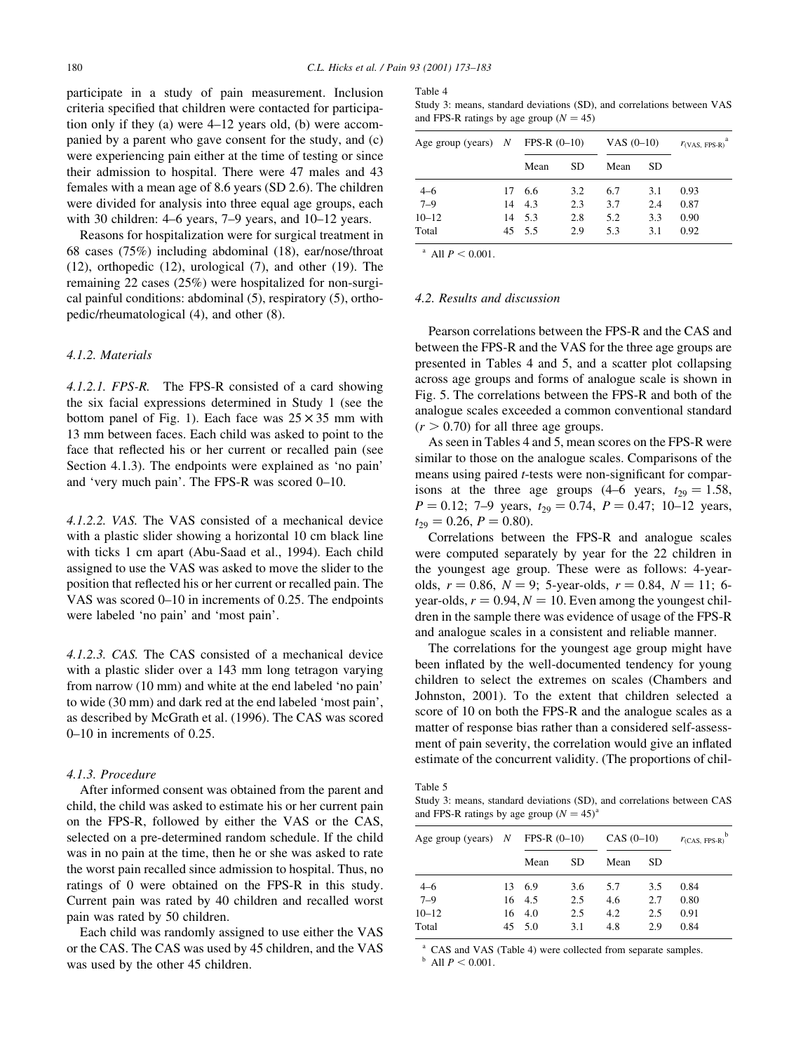participate in a study of pain measurement. Inclusion criteria specified that children were contacted for participation only if they (a) were 4–12 years old, (b) were accompanied by a parent who gave consent for the study, and (c) were experiencing pain either at the time of testing or since their admission to hospital. There were 47 males and 43 females with a mean age of 8.6 years (SD 2.6). The children were divided for analysis into three equal age groups, each with 30 children: 4–6 years, 7–9 years, and 10–12 years.

Reasons for hospitalization were for surgical treatment in 68 cases (75%) including abdominal (18), ear/nose/throat (12), orthopedic (12), urological (7), and other (19). The remaining 22 cases (25%) were hospitalized for non-surgical painful conditions: abdominal (5), respiratory (5), orthopedic/rheumatological (4), and other (8).

#### 4.1.2. Materials

*4.1.2.1. FPS-R.* The FPS-R consisted of a card showing the six facial expressions determined in Study 1 (see the bottom panel of Fig. 1). Each face was $25 \times 35$ mm with 13 mm between faces. Each child was asked to point to the face that reflected his or her current or recalled pain (see Section 4.1.3). The endpoints were explained as 'no pain' and 'very much pain'. The FPS-R was scored 0–10.

*4.1.2.2. VAS.* The VAS consisted of a mechanical device with a plastic slider showing a horizontal 10 cm black line with ticks 1 cm apart (Abu-Saad et al., 1994). Each child assigned to use the VAS was asked to move the slider to the position that reflected his or her current or recalled pain. The VAS was scored 0–10 in increments of 0.25. The endpoints were labeled 'no pain' and 'most pain'.

*4.1.2.3. CAS.* The CAS consisted of a mechanical device with a plastic slider over a 143 mm long tetragon varying from narrow (10 mm) and white at the end labeled 'no pain' to wide (30 mm) and dark red at the end labeled 'most pain', as described by McGrath et al. (1996). The CAS was scored 0–10 in increments of 0.25.

#### 4.1.3. Procedure

After informed consent was obtained from the parent and child, the child was asked to estimate his or her current pain on the FPS-R, followed by either the VAS or the CAS, selected on a pre-determined random schedule. If the child was in no pain at the time, then he or she was asked to rate the worst pain recalled since admission to hospital. Thus, no ratings of 0 were obtained on the FPS-R in this study. Current pain was rated by 40 children and recalled worst pain was rated by 50 children.

Each child was randomly assigned to use either the VAS or the CAS. The CAS was used by 45 children, and the VAS was used by the other 45 children.

Table 4
Study 3: means, standard deviations (SD), and correlations between VAS and FPS-R ratings by age group ($N = 45$)

| Age group (years) | N | FPS-R (0–10) | | VAS (0–10) | | $r_{(\text{VAS, FPS-R})}$ [a] |
|---|---|---|---|---|---|---|
| | | Mean | SD | Mean | SD | |
| 4–6 | 17 | 6.6 | 3.2 | 6.7 | 3.1 | 0.93 |
| 7–9 | 14 | 4.3 | 2.3 | 3.7 | 2.4 | 0.87 |
| 10–12 | 14 | 5.3 | 2.8 | 5.2 | 3.3 | 0.90 |
| Total | 45 | 5.5 | 2.9 | 5.3 | 3.1 | 0.92 |

[a] All $P < 0.001$.

### 4.2. Results and discussion

Pearson correlations between the FPS-R and the CAS and between the FPS-R and the VAS for the three age groups are presented in Tables 4 and 5, and a scatter plot collapsing across age groups and forms of analogue scale is shown in Fig. 5. The correlations between the FPS-R and both of the analogue scales exceeded a common conventional standard ($r > 0.70$) for all three age groups.

As seen in Tables 4 and 5, mean scores on the FPS-R were similar to those on the analogue scales. Comparisons of the means using paired *t*-tests were non-significant for comparisons at the three age groups (4–6 years, $t_{29} = 1.58$, $P = 0.12$; 7–9 years, $t_{29} = 0.74$, $P = 0.47$; 10–12 years, $t_{29} = 0.26$, $P = 0.80$).

Correlations between the FPS-R and analogue scales were computed separately by year for the 22 children in the youngest age group. These were as follows: 4-year-olds, $r = 0.86$, $N = 9$; 5-year-olds, $r = 0.84$, $N = 11$; 6-year-olds, $r = 0.94$, $N = 10$. Even among the youngest children in the sample there was evidence of usage of the FPS-R and analogue scales in a consistent and reliable manner.

The correlations for the youngest age group might have been inflated by the well-documented tendency for young children to select the extremes on scales (Chambers and Johnston, 2001). To the extent that children selected a score of 10 on both the FPS-R and the analogue scales as a matter of response bias rather than a considered self-assessment of pain severity, the correlation would give an inflated estimate of the concurrent validity. (The proportions of chil-

Table 5
Study 3: means, standard deviations (SD), and correlations between CAS and FPS-R ratings by age group ($N = 45$)[a]

| Age group (years) | N | FPS-R (0–10) | | CAS (0–10) | | $r_{(\text{CAS, FPS-R})}$ [b] |
|---|---|---|---|---|---|---|
| | | Mean | SD | Mean | SD | |
| 4–6 | 13 | 6.9 | 3.6 | 5.7 | 3.5 | 0.84 |
| 7–9 | 16 | 4.5 | 2.5 | 4.6 | 2.7 | 0.80 |
| 10–12 | 16 | 4.0 | 2.5 | 4.2 | 2.5 | 0.91 |
| Total | 45 | 5.0 | 3.1 | 4.8 | 2.9 | 0.84 |

[a] CAS and VAS (Table 4) were collected from separate samples.
[b] All $P < 0.001$.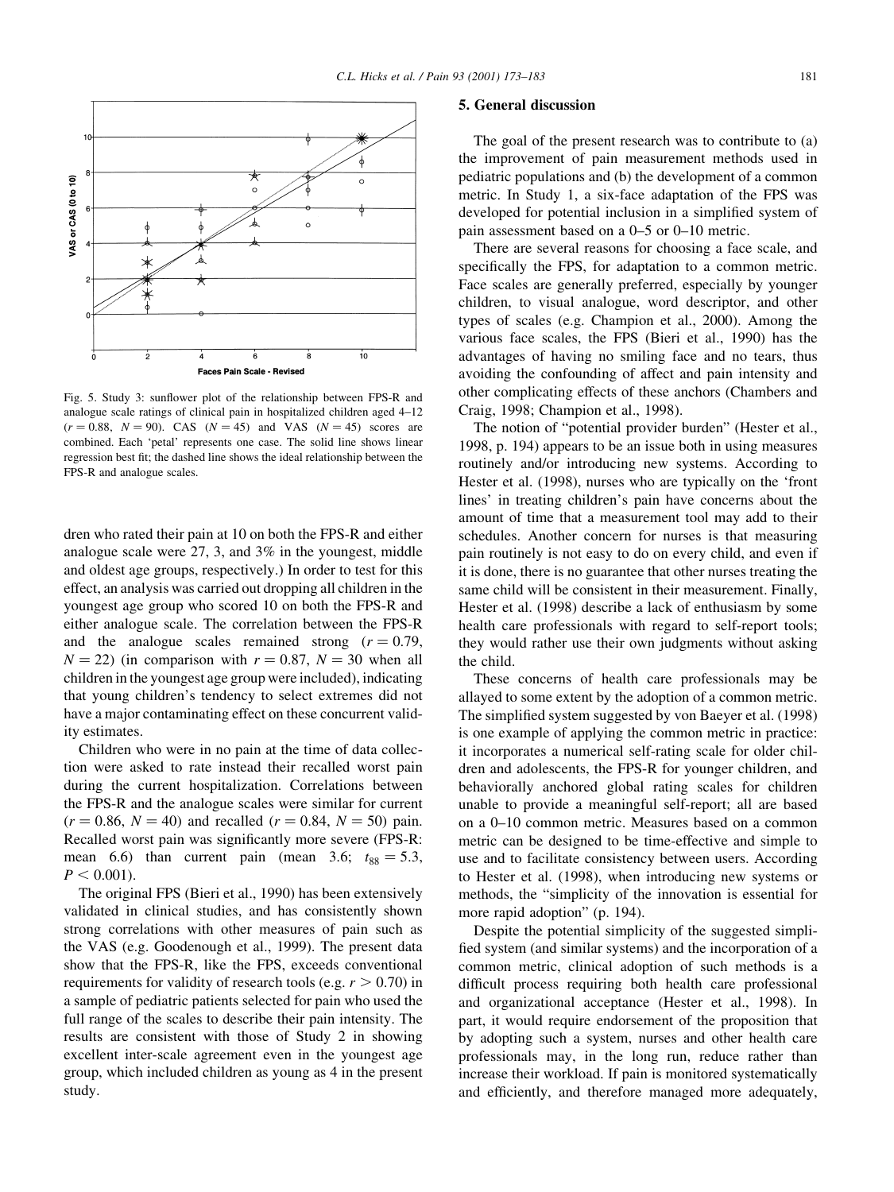Fig. 5. Study 3: sunflower plot of the relationship between FPS-R and analogue scale ratings of clinical pain in hospitalized children aged 4–12 ($r = 0.88$, $N = 90$). CAS ($N = 45$) and VAS ($N = 45$) scores are combined. Each 'petal' represents one case. The solid line shows linear regression best fit; the dashed line shows the ideal relationship between the FPS-R and analogue scales.

dren who rated their pain at 10 on both the FPS-R and either analogue scale were 27, 3, and 3% in the youngest, middle and oldest age groups, respectively.) In order to test for this effect, an analysis was carried out dropping all children in the youngest age group who scored 10 on both the FPS-R and either analogue scale. The correlation between the FPS-R and the analogue scales remained strong ($r = 0.79$, $N = 22$) (in comparison with $r = 0.87$, $N = 30$ when all children in the youngest age group were included), indicating that young children's tendency to select extremes did not have a major contaminating effect on these concurrent validity estimates.

Children who were in no pain at the time of data collection were asked to rate instead their recalled worst pain during the current hospitalization. Correlations between the FPS-R and the analogue scales were similar for current ($r = 0.86$, $N = 40$) and recalled ($r = 0.84$, $N = 50$) pain. Recalled worst pain was significantly more severe (FPS-R: mean 6.6) than current pain (mean 3.6; $t_{88} = 5.3$, $P < 0.001$).

The original FPS (Bieri et al., 1990) has been extensively validated in clinical studies, and has consistently shown strong correlations with other measures of pain such as the VAS (e.g. Goodenough et al., 1999). The present data show that the FPS-R, like the FPS, exceeds conventional requirements for validity of research tools (e.g. $r > 0.70$) in a sample of pediatric patients selected for pain who used the full range of the scales to describe their pain intensity. The results are consistent with those of Study 2 in showing excellent inter-scale agreement even in the youngest age group, which included children as young as 4 in the present study.

## 5. General discussion

The goal of the present research was to contribute to (a) the improvement of pain measurement methods used in pediatric populations and (b) the development of a common metric. In Study 1, a six-face adaptation of the FPS was developed for potential inclusion in a simplified system of pain assessment based on a 0–5 or 0–10 metric.

There are several reasons for choosing a face scale, and specifically the FPS, for adaptation to a common metric. Face scales are generally preferred, especially by younger children, to visual analogue, word descriptor, and other types of scales (e.g. Champion et al., 2000). Among the various face scales, the FPS (Bieri et al., 1990) has the advantages of having no smiling face and no tears, thus avoiding the confounding of affect and pain intensity and other complicating effects of these anchors (Chambers and Craig, 1998; Champion et al., 1998).

The notion of "potential provider burden" (Hester et al., 1998, p. 194) appears to be an issue both in using measures routinely and/or introducing new systems. According to Hester et al. (1998), nurses who are typically on the 'front lines' in treating children's pain have concerns about the amount of time that a measurement tool may add to their schedules. Another concern for nurses is that measuring pain routinely is not easy to do on every child, and even if it is done, there is no guarantee that other nurses treating the same child will be consistent in their measurement. Finally, Hester et al. (1998) describe a lack of enthusiasm by some health care professionals with regard to self-report tools; they would rather use their own judgments without asking the child.

These concerns of health care professionals may be allayed to some extent by the adoption of a common metric. The simplified system suggested by von Baeyer et al. (1998) is one example of applying the common metric in practice: it incorporates a numerical self-rating scale for older children and adolescents, the FPS-R for younger children, and behaviorally anchored global rating scales for children unable to provide a meaningful self-report; all are based on a 0–10 common metric. Measures based on a common metric can be designed to be time-effective and simple to use and to facilitate consistency between users. According to Hester et al. (1998), when introducing new systems or methods, the "simplicity of the innovation is essential for more rapid adoption" (p. 194).

Despite the potential simplicity of the suggested simplified system (and similar systems) and the incorporation of a common metric, clinical adoption of such methods is a difficult process requiring both health care professional and organizational acceptance (Hester et al., 1998). In part, it would require endorsement of the proposition that by adopting such a system, nurses and other health care professionals may, in the long run, reduce rather than increase their workload. If pain is monitored systematically and efficiently, and therefore managed more adequately,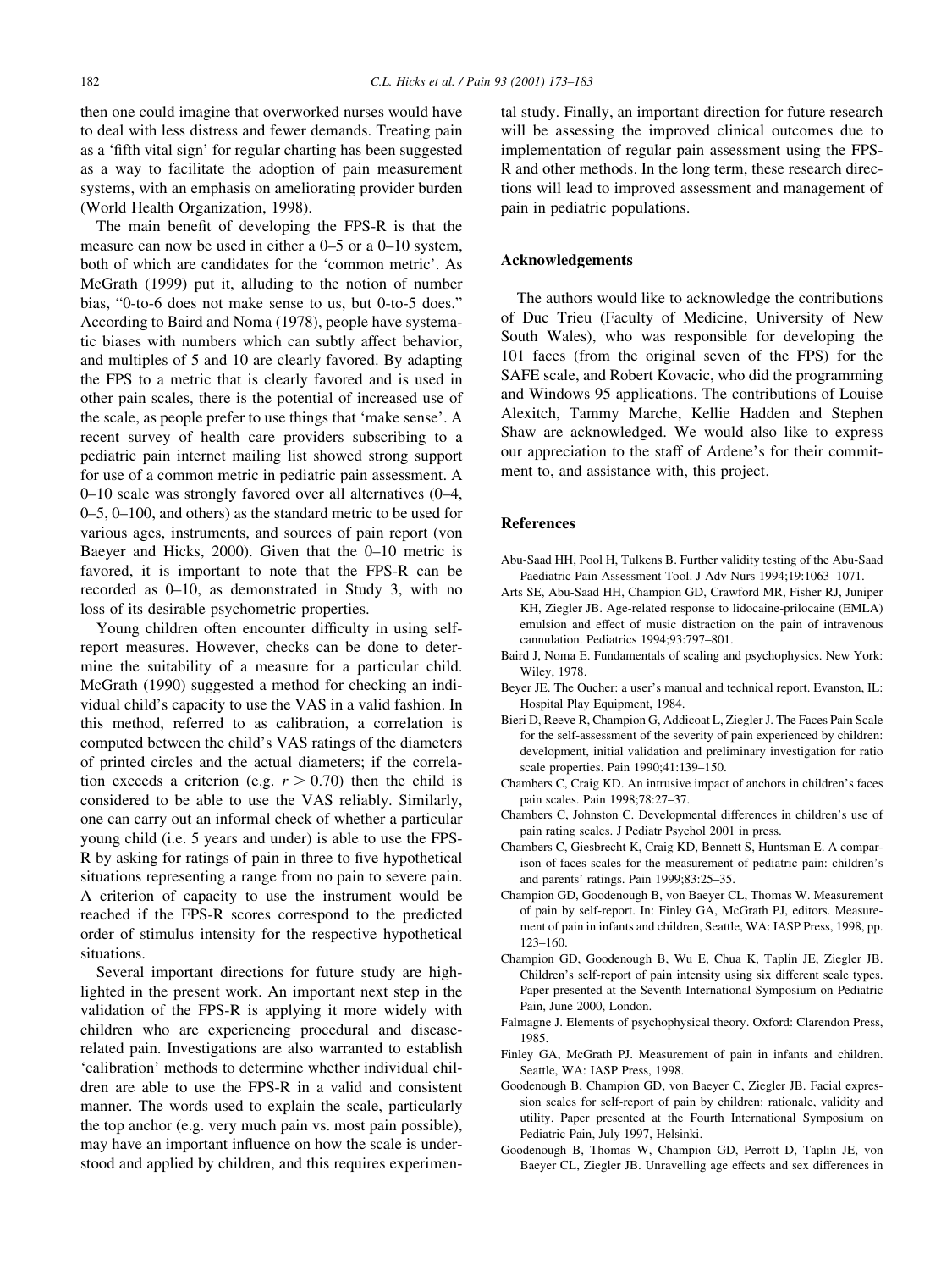then one could imagine that overworked nurses would have to deal with less distress and fewer demands. Treating pain as a 'fifth vital sign' for regular charting has been suggested as a way to facilitate the adoption of pain measurement systems, with an emphasis on ameliorating provider burden (World Health Organization, 1998).

The main benefit of developing the FPS-R is that the measure can now be used in either a 0–5 or a 0–10 system, both of which are candidates for the 'common metric'. As McGrath (1999) put it, alluding to the notion of number bias, "0-to-6 does not make sense to us, but 0-to-5 does." According to Baird and Noma (1978), people have systematic biases with numbers which can subtly affect behavior, and multiples of 5 and 10 are clearly favored. By adapting the FPS to a metric that is clearly favored and is used in other pain scales, there is the potential of increased use of the scale, as people prefer to use things that 'make sense'. A recent survey of health care providers subscribing to a pediatric pain internet mailing list showed strong support for use of a common metric in pediatric pain assessment. A 0–10 scale was strongly favored over all alternatives (0–4, 0–5, 0–100, and others) as the standard metric to be used for various ages, instruments, and sources of pain report (von Baeyer and Hicks, 2000). Given that the 0–10 metric is favored, it is important to note that the FPS-R can be recorded as 0–10, as demonstrated in Study 3, with no loss of its desirable psychometric properties.

Young children often encounter difficulty in using self-report measures. However, checks can be done to determine the suitability of a measure for a particular child. McGrath (1990) suggested a method for checking an individual child's capacity to use the VAS in a valid fashion. In this method, referred to as calibration, a correlation is computed between the child's VAS ratings of the diameters of printed circles and the actual diameters; if the correlation exceeds a criterion (e.g. $r > 0.70$) then the child is considered to be able to use the VAS reliably. Similarly, one can carry out an informal check of whether a particular young child (i.e. 5 years and under) is able to use the FPS-R by asking for ratings of pain in three to five hypothetical situations representing a range from no pain to severe pain. A criterion of capacity to use the instrument would be reached if the FPS-R scores correspond to the predicted order of stimulus intensity for the respective hypothetical situations.

Several important directions for future study are highlighted in the present work. An important next step in the validation of the FPS-R is applying it more widely with children who are experiencing procedural and disease-related pain. Investigations are also warranted to establish 'calibration' methods to determine whether individual children are able to use the FPS-R in a valid and consistent manner. The words used to explain the scale, particularly the top anchor (e.g. very much pain vs. most pain possible), may have an important influence on how the scale is understood and applied by children, and this requires experimental study. Finally, an important direction for future research will be assessing the improved clinical outcomes due to implementation of regular pain assessment using the FPS-R and other methods. In the long term, these research directions will lead to improved assessment and management of pain in pediatric populations.

## Acknowledgements

The authors would like to acknowledge the contributions of Duc Trieu (Faculty of Medicine, University of New South Wales), who was responsible for developing the 101 faces (from the original seven of the FPS) for the SAFE scale, and Robert Kovacic, who did the programming and Windows 95 applications. The contributions of Louise Alexitch, Tammy Marche, Kellie Hadden and Stephen Shaw are acknowledged. We would also like to express our appreciation to the staff of Ardene's for their commitment to, and assistance with, this project.

## References

Abu-Saad HH, Pool H, Tulkens B. Further validity testing of the Abu-Saad Paediatric Pain Assessment Tool. J Adv Nurs 1994;19:1063–1071.

Arts SE, Abu-Saad HH, Champion GD, Crawford MR, Fisher RJ, Juniper KH, Ziegler JB. Age-related response to lidocaine-prilocaine (EMLA) emulsion and effect of music distraction on the pain of intravenous cannulation. Pediatrics 1994;93:797–801.

Baird J, Noma E. Fundamentals of scaling and psychophysics. New York: Wiley, 1978.

Beyer JE. The Oucher: a user's manual and technical report. Evanston, IL: Hospital Play Equipment, 1984.

Bieri D, Reeve R, Champion G, Addicoat L, Ziegler J. The Faces Pain Scale for the self-assessment of the severity of pain experienced by children: development, initial validation and preliminary investigation for ratio scale properties. Pain 1990;41:139–150.

Chambers C, Craig KD. An intrusive impact of anchors in children's faces pain scales. Pain 1998;78:27–37.

Chambers C, Johnston C. Developmental differences in children's use of pain rating scales. J Pediatr Psychol 2001 in press.

Chambers C, Giesbrecht K, Craig KD, Bennett S, Huntsman E. A comparison of faces scales for the measurement of pediatric pain: children's and parents' ratings. Pain 1999;83:25–35.

Champion GD, Goodenough B, von Baeyer CL, Thomas W. Measurement of pain by self-report. In: Finley GA, McGrath PJ, editors. Measurement of pain in infants and children, Seattle, WA: IASP Press, 1998, pp. 123–160.

Champion GD, Goodenough B, Wu E, Chua K, Taplin JE, Ziegler JB. Children's self-report of pain intensity using six different scale types. Paper presented at the Seventh International Symposium on Pediatric Pain, June 2000, London.

Falmagne J. Elements of psychophysical theory. Oxford: Clarendon Press, 1985.

Finley GA, McGrath PJ. Measurement of pain in infants and children. Seattle, WA: IASP Press, 1998.

Goodenough B, Champion GD, von Baeyer C, Ziegler JB. Facial expression scales for self-report of pain by children: rationale, validity and utility. Paper presented at the Fourth International Symposium on Pediatric Pain, July 1997, Helsinki.

Goodenough B, Thomas W, Champion GD, Perrott D, Taplin JE, von Baeyer CL, Ziegler JB. Unravelling age effects and sex differences in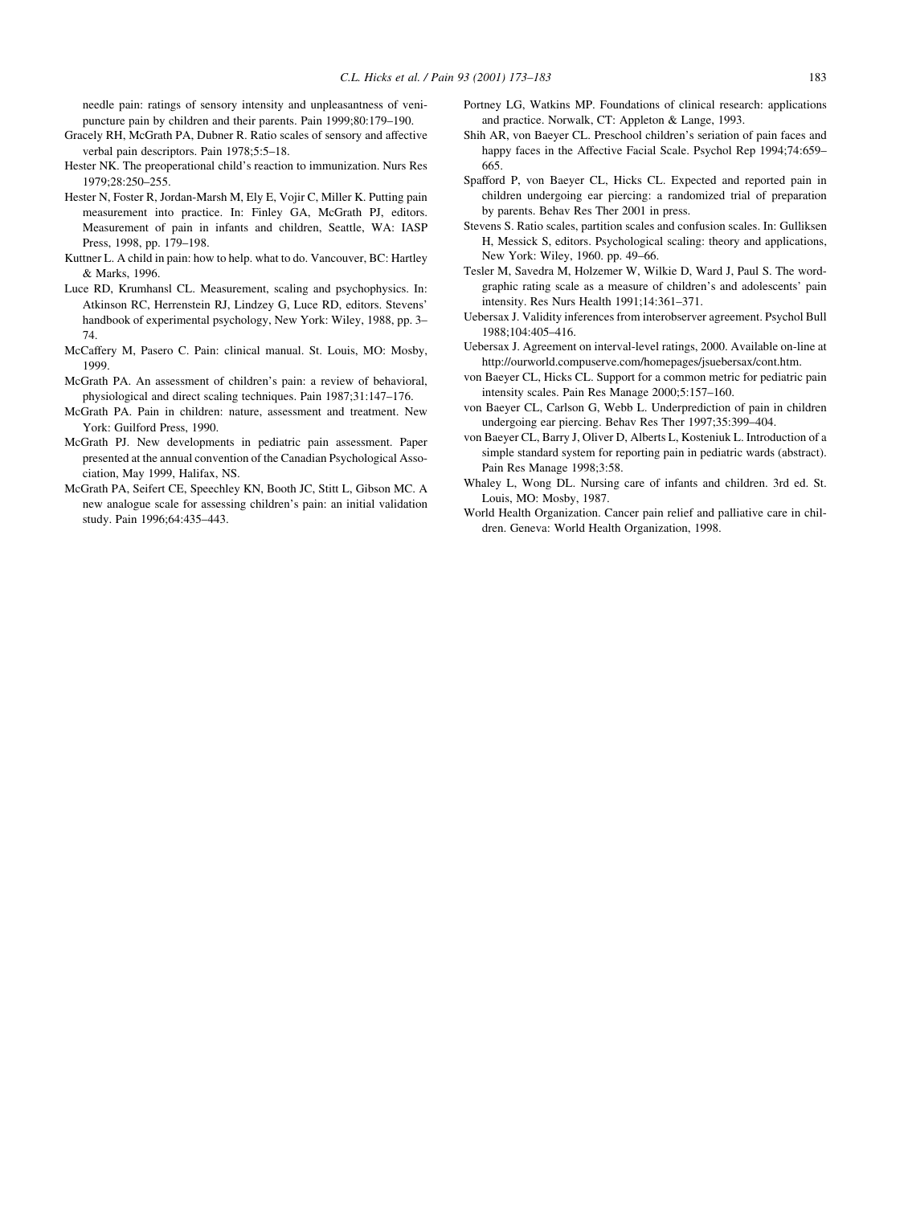needle pain: ratings of sensory intensity and unpleasantness of venipuncture pain by children and their parents. Pain 1999;80:179–190.

Gracely RH, McGrath PA, Dubner R. Ratio scales of sensory and affective verbal pain descriptors. Pain 1978;5:5–18.

Hester NK. The preoperational child's reaction to immunization. Nurs Res 1979;28:250–255.

Hester N, Foster R, Jordan-Marsh M, Ely E, Vojir C, Miller K. Putting pain measurement into practice. In: Finley GA, McGrath PJ, editors. Measurement of pain in infants and children, Seattle, WA: IASP Press, 1998, pp. 179–198.

Kuttner L. A child in pain: how to help. what to do. Vancouver, BC: Hartley & Marks, 1996.

Luce RD, Krumhansl CL. Measurement, scaling and psychophysics. In: Atkinson RC, Herrenstein RJ, Lindzey G, Luce RD, editors. Stevens' handbook of experimental psychology, New York: Wiley, 1988, pp. 3–74.

McCaffery M, Pasero C. Pain: clinical manual. St. Louis, MO: Mosby, 1999.

McGrath PA. An assessment of children's pain: a review of behavioral, physiological and direct scaling techniques. Pain 1987;31:147–176.

McGrath PA. Pain in children: nature, assessment and treatment. New York: Guilford Press, 1990.

McGrath PJ. New developments in pediatric pain assessment. Paper presented at the annual convention of the Canadian Psychological Association, May 1999, Halifax, NS.

McGrath PA, Seifert CE, Speechley KN, Booth JC, Stitt L, Gibson MC. A new analogue scale for assessing children's pain: an initial validation study. Pain 1996;64:435–443.

Portney LG, Watkins MP. Foundations of clinical research: applications and practice. Norwalk, CT: Appleton & Lange, 1993.

Shih AR, von Baeyer CL. Preschool children's seriation of pain faces and happy faces in the Affective Facial Scale. Psychol Rep 1994;74:659–665.

Spafford P, von Baeyer CL, Hicks CL. Expected and reported pain in children undergoing ear piercing: a randomized trial of preparation by parents. Behav Res Ther 2001 in press.

Stevens S. Ratio scales, partition scales and confusion scales. In: Gulliksen H, Messick S, editors. Psychological scaling: theory and applications, New York: Wiley, 1960. pp. 49–66.

Tesler M, Savedra M, Holzemer W, Wilkie D, Ward J, Paul S. The word-graphic rating scale as a measure of children's and adolescents' pain intensity. Res Nurs Health 1991;14:361–371.

Uebersax J. Validity inferences from interobserver agreement. Psychol Bull 1988;104:405–416.

Uebersax J. Agreement on interval-level ratings, 2000. Available on-line at http://ourworld.compuserve.com/homepages/jsuebersax/cont.htm.

von Baeyer CL, Hicks CL. Support for a common metric for pediatric pain intensity scales. Pain Res Manage 2000;5:157–160.

von Baeyer CL, Carlson G, Webb L. Underprediction of pain in children undergoing ear piercing. Behav Res Ther 1997;35:399–404.

von Baeyer CL, Barry J, Oliver D, Alberts L, Kosteniuk L. Introduction of a simple standard system for reporting pain in pediatric wards (abstract). Pain Res Manage 1998;3:58.

Whaley L, Wong DL. Nursing care of infants and children. 3rd ed. St. Louis, MO: Mosby, 1987.

World Health Organization. Cancer pain relief and palliative care in children. Geneva: World Health Organization, 1998.